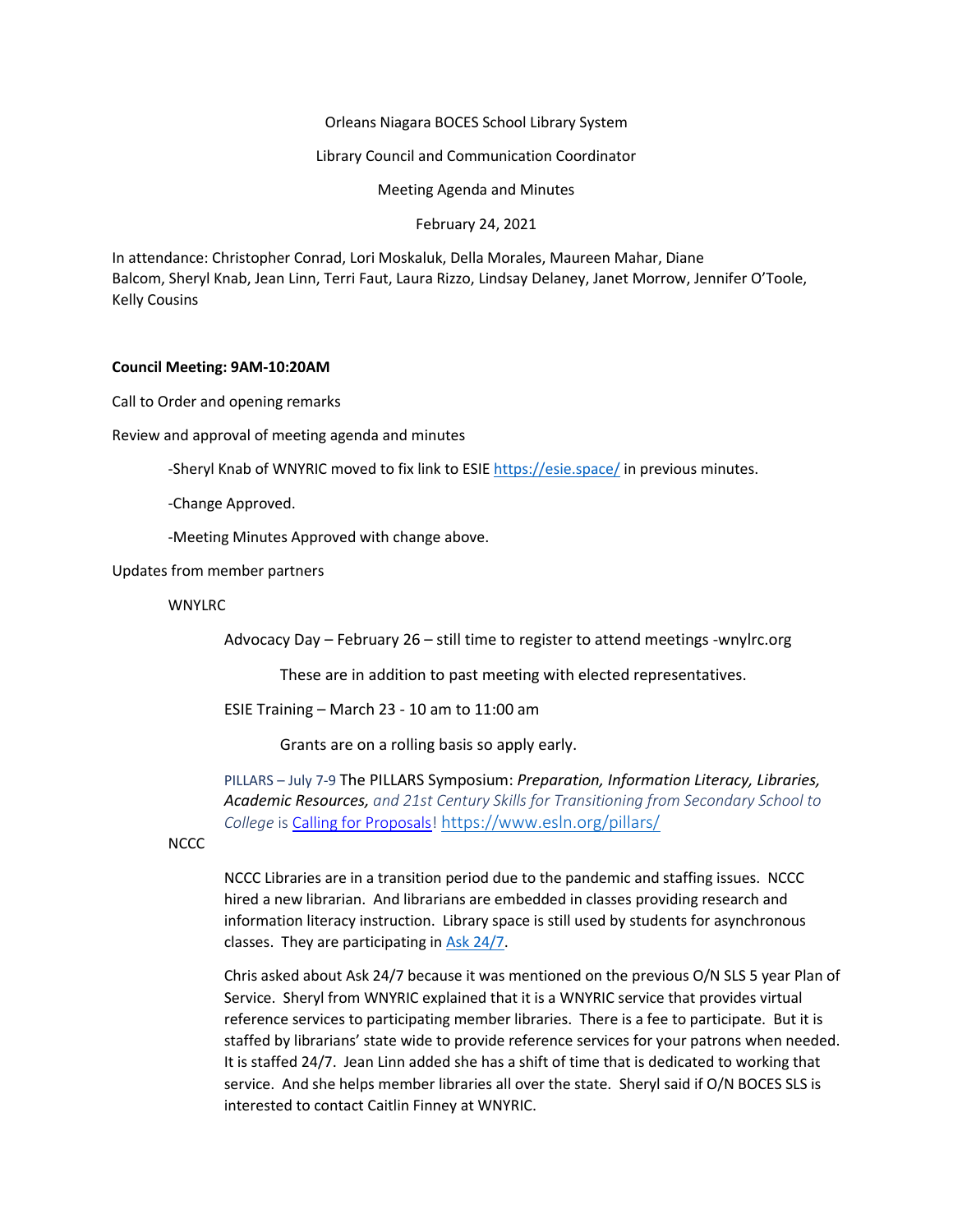Orleans Niagara BOCES School Library System

Library Council and Communication Coordinator

Meeting Agenda and Minutes

February 24, 2021

In attendance: Christopher Conrad, Lori Moskaluk, Della Morales, Maureen Mahar, Diane Balcom, Sheryl Knab, Jean Linn, Terri Faut, Laura Rizzo, Lindsay Delaney, Janet Morrow, Jennifer O'Toole, Kelly Cousins

**Council Meeting: 9AM-10:20AM**

Call to Order and opening remarks

Review and approval of meeting agenda and minutes

-Sheryl Knab of WNYRIC moved to fix link to ESIE https://esie.space/ in previous minutes.

-Change Approved.

-Meeting Minutes Approved with change above.

Updates from member partners

WNYLRC

Advocacy Day – February 26 – still time to register to attend meetings -wnylrc.org

These are in addition to past meeting with elected representatives.

ESIE Training – March 23 - 10 am to 11:00 am

Grants are on a rolling basis so apply early.

PILLARS – July 7-9 The PILLARS Symposium: *Preparation, Information Literacy, Libraries, Academic Resources, and 21st Century Skills for Transitioning from Secondary School to College* is Calling for Proposals! https://www.esln.org/pillars/

NCCC

NCCC Libraries are in a transition period due to the pandemic and staffing issues. NCCC hired a new librarian. And librarians are embedded in classes providing research and information literacy instruction. Library space is still used by students for asynchronous classes. They are participating in Ask 24/7.

Chris asked about Ask 24/7 because it was mentioned on the previous O/N SLS 5 year Plan of Service. Sheryl from WNYRIC explained that it is a WNYRIC service that provides virtual reference services to participating member libraries. There is a fee to participate. But it is staffed by librarians' state wide to provide reference services for your patrons when needed. It is staffed 24/7. Jean Linn added she has a shift of time that is dedicated to working that service. And she helps member libraries all over the state. Sheryl said if O/N BOCES SLS is interested to contact Caitlin Finney at WNYRIC.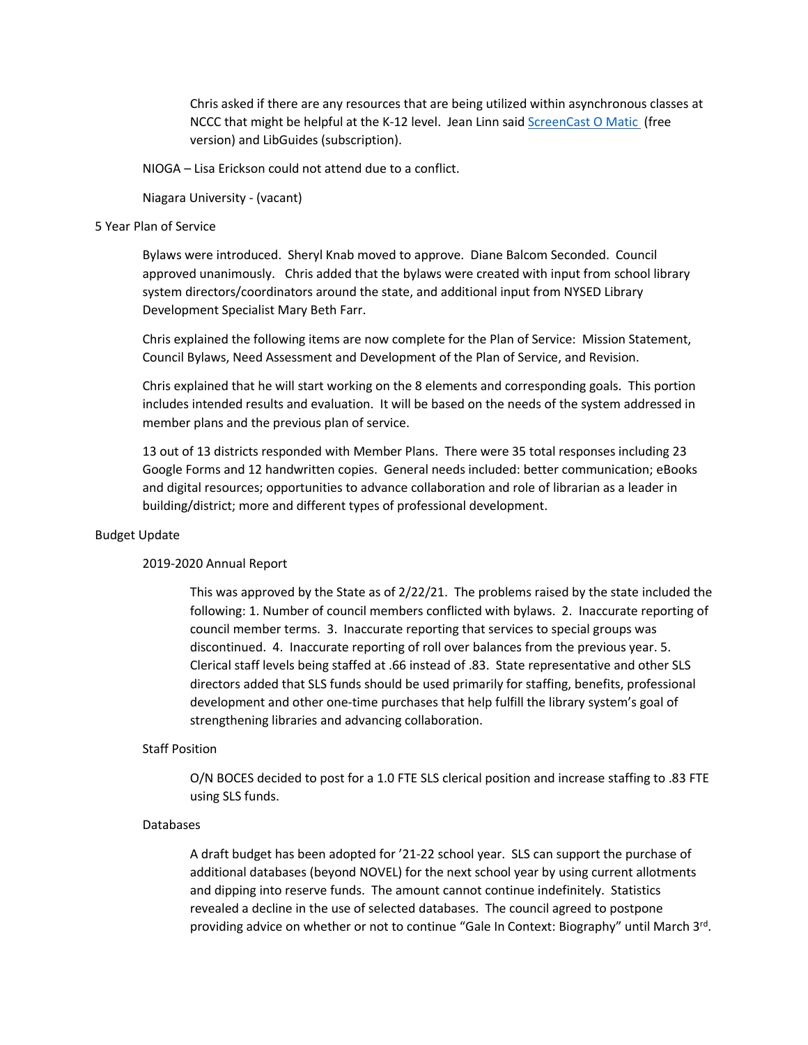Chris asked if there are any resources that are being utilized within asynchronous classes at NCCC that might be helpful at the K-12 level. Jean Linn said [ScreenCast O Matic](ScreenCast O Matic) (free version) and LibGuides (subscription).

NIOGA – Lisa Erickson could not attend due to a conflict.

Niagara University - (vacant)

5 Year Plan of Service

Bylaws were introduced. Sheryl Knab moved to approve. Diane Balcom Seconded. Council approved unanimously. Chris added that the bylaws were created with input from school library system directors/coordinators around the state, and additional input from NYSED Library Development Specialist Mary Beth Farr.

Chris explained the following items are now complete for the Plan of Service: Mission Statement, Council Bylaws, Need Assessment and Development of the Plan of Service, and Revision.

Chris explained that he will start working on the 8 elements and corresponding goals. This portion includes intended results and evaluation. It will be based on the needs of the system addressed in member plans and the previous plan of service.

13 out of 13 districts responded with Member Plans. There were 35 total responses including 23 Google Forms and 12 handwritten copies. General needs included: better communication; eBooks and digital resources; opportunities to advance collaboration and role of librarian as a leader in building/district; more and different types of professional development.

Budget Update

2019-2020 Annual Report

This was approved by the State as of 2/22/21. The problems raised by the state included the following: 1. Number of council members conflicted with bylaws. 2. Inaccurate reporting of council member terms. 3. Inaccurate reporting that services to special groups was discontinued. 4. Inaccurate reporting of roll over balances from the previous year. 5. Clerical staff levels being staffed at .66 instead of .83. State representative and other SLS directors added that SLS funds should be used primarily for staffing, benefits, professional development and other one-time purchases that help fulfill the library system's goal of strengthening libraries and advancing collaboration.

Staff Position

O/N BOCES decided to post for a 1.0 FTE SLS clerical position and increase staffing to .83 FTE using SLS funds.

Databases

A draft budget has been adopted for '21-22 school year. SLS can support the purchase of additional databases (beyond NOVEL) for the next school year by using current allotments and dipping into reserve funds. The amount cannot continue indefinitely. Statistics revealed a decline in the use of selected databases. The council agreed to postpone providing advice on whether or not to continue "Gale In Context: Biography" until March 3rd.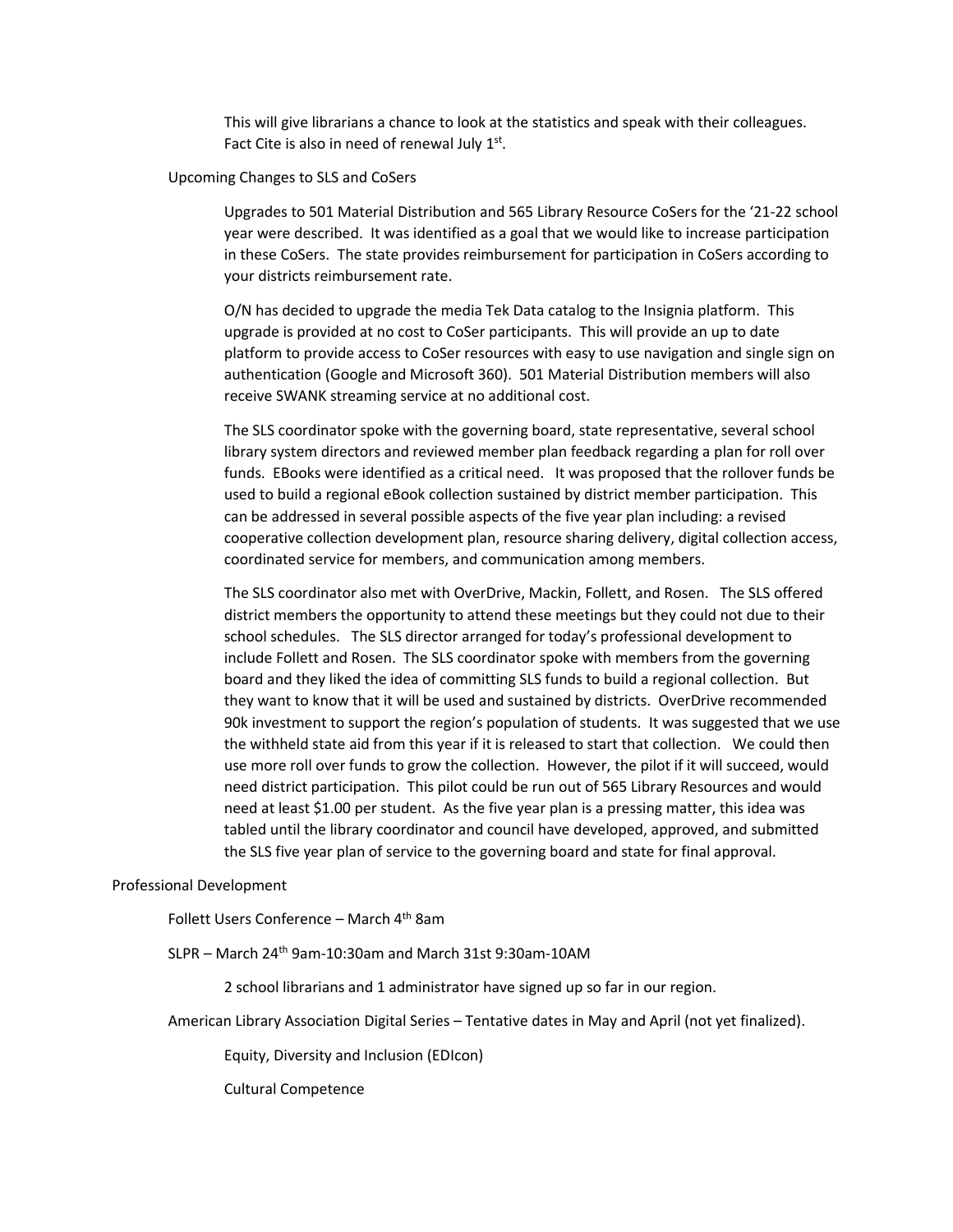This will give librarians a chance to look at the statistics and speak with their colleagues. Fact Cite is also in need of renewal July 1st.

Upcoming Changes to SLS and CoSers

Upgrades to 501 Material Distribution and 565 Library Resource CoSers for the '21-22 school year were described. It was identified as a goal that we would like to increase participation in these CoSers. The state provides reimbursement for participation in CoSers according to your districts reimbursement rate.

O/N has decided to upgrade the media Tek Data catalog to the Insignia platform. This upgrade is provided at no cost to CoSer participants. This will provide an up to date platform to provide access to CoSer resources with easy to use navigation and single sign on authentication (Google and Microsoft 360). 501 Material Distribution members will also receive SWANK streaming service at no additional cost.

The SLS coordinator spoke with the governing board, state representative, several school library system directors and reviewed member plan feedback regarding a plan for roll over funds. EBooks were identified as a critical need. It was proposed that the rollover funds be used to build a regional eBook collection sustained by district member participation. This can be addressed in several possible aspects of the five year plan including: a revised cooperative collection development plan, resource sharing delivery, digital collection access, coordinated service for members, and communication among members.

The SLS coordinator also met with OverDrive, Mackin, Follett, and Rosen. The SLS offered district members the opportunity to attend these meetings but they could not due to their school schedules. The SLS director arranged for today's professional development to include Follett and Rosen. The SLS coordinator spoke with members from the governing board and they liked the idea of committing SLS funds to build a regional collection. But they want to know that it will be used and sustained by districts. OverDrive recommended 90k investment to support the region's population of students. It was suggested that we use the withheld state aid from this year if it is released to start that collection. We could then use more roll over funds to grow the collection. However, the pilot if it will succeed, would need district participation. This pilot could be run out of 565 Library Resources and would need at least $1.00 per student. As the five year plan is a pressing matter, this idea was tabled until the library coordinator and council have developed, approved, and submitted the SLS five year plan of service to the governing board and state for final approval.

Professional Development

Follett Users Conference – March 4th 8am

SLPR – March 24th 9am-10:30am and March 31st 9:30am-10AM

2 school librarians and 1 administrator have signed up so far in our region.

American Library Association Digital Series – Tentative dates in May and April (not yet finalized).

Equity, Diversity and Inclusion (EDIcon)

Cultural Competence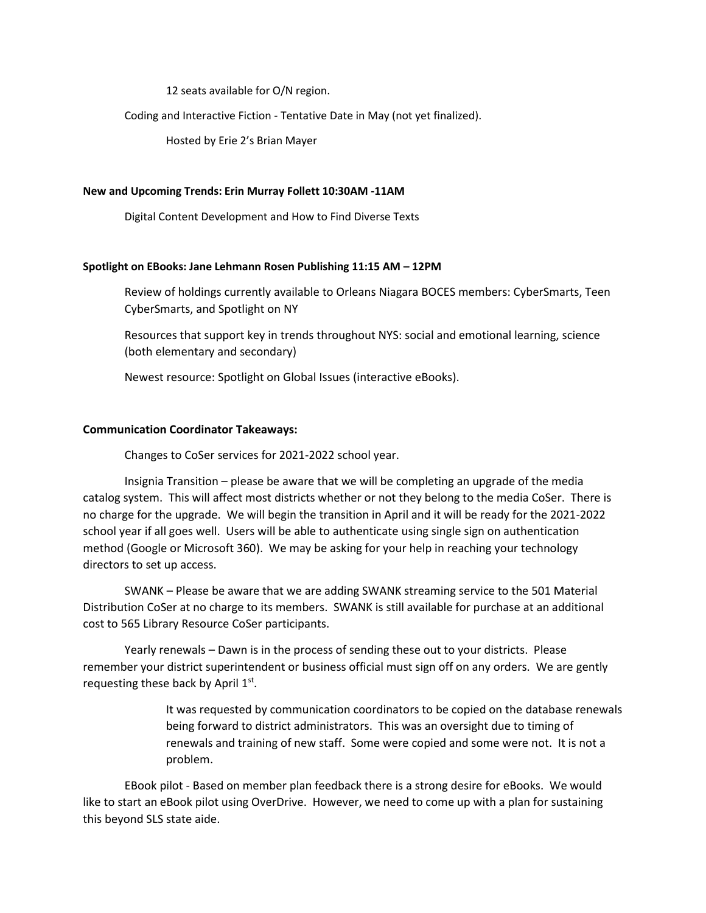12 seats available for O/N region.

Coding and Interactive Fiction - Tentative Date in May (not yet finalized).

Hosted by Erie 2's Brian Mayer

**New and Upcoming Trends: Erin Murray Follett 10:30AM -11AM**

Digital Content Development and How to Find Diverse Texts

**Spotlight on EBooks: Jane Lehmann Rosen Publishing 11:15 AM – 12PM**

Review of holdings currently available to Orleans Niagara BOCES members: CyberSmarts, Teen CyberSmarts, and Spotlight on NY

Resources that support key in trends throughout NYS: social and emotional learning, science (both elementary and secondary)

Newest resource: Spotlight on Global Issues (interactive eBooks).

**Communication Coordinator Takeaways:**

Changes to CoSer services for 2021-2022 school year.

Insignia Transition – please be aware that we will be completing an upgrade of the media catalog system. This will affect most districts whether or not they belong to the media CoSer. There is no charge for the upgrade. We will begin the transition in April and it will be ready for the 2021-2022 school year if all goes well. Users will be able to authenticate using single sign on authentication method (Google or Microsoft 360). We may be asking for your help in reaching your technology directors to set up access.

SWANK – Please be aware that we are adding SWANK streaming service to the 501 Material Distribution CoSer at no charge to its members. SWANK is still available for purchase at an additional cost to 565 Library Resource CoSer participants.

Yearly renewals – Dawn is in the process of sending these out to your districts. Please remember your district superintendent or business official must sign off on any orders. We are gently requesting these back by April 1st.

> It was requested by communication coordinators to be copied on the database renewals being forward to district administrators. This was an oversight due to timing of renewals and training of new staff. Some were copied and some were not. It is not a problem.

EBook pilot - Based on member plan feedback there is a strong desire for eBooks. We would like to start an eBook pilot using OverDrive. However, we need to come up with a plan for sustaining this beyond SLS state aide.